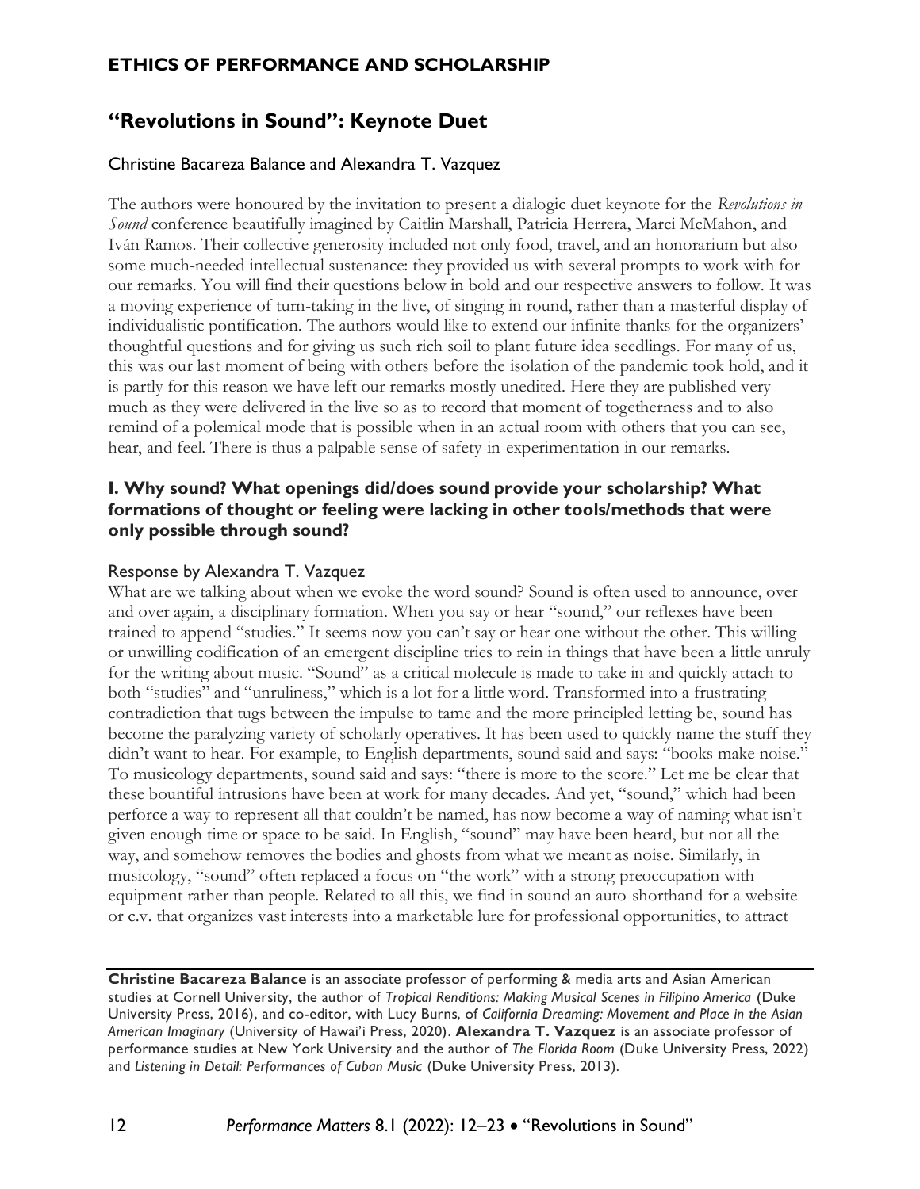ETHICS OF PERFORMANCE AND SCHOLARSHIP

# "Revolutions in Sound": Keynote Duet

Christine Bacareza Balance and Alexandra T. Vazquez

The authors were honoured by the invitation to present a dialogic duet keynote for the *Revolutions in Sound* conference beautifully imagined by Caitlin Marshall, Patricia Herrera, Marci McMahon, and Iván Ramos. Their collective generosity included not only food, travel, and an honorarium but also some much-needed intellectual sustenance: they provided us with several prompts to work with for our remarks. You will find their questions below in bold and our respective answers to follow. It was a moving experience of turn-taking in the live, of singing in round, rather than a masterful display of individualistic pontification. The authors would like to extend our infinite thanks for the organizers' thoughtful questions and for giving us such rich soil to plant future idea seedlings. For many of us, this was our last moment of being with others before the isolation of the pandemic took hold, and it is partly for this reason we have left our remarks mostly unedited. Here they are published very much as they were delivered in the live so as to record that moment of togetherness and to also remind of a polemical mode that is possible when in an actual room with others that you can see, hear, and feel. There is thus a palpable sense of safety-in-experimentation in our remarks.

### I. Why sound? What openings did/does sound provide your scholarship? What formations of thought or feeling were lacking in other tools/methods that were only possible through sound?

Response by Alexandra T. Vazquez

What are we talking about when we evoke the word sound? Sound is often used to announce, over and over again, a disciplinary formation. When you say or hear "sound," our reflexes have been trained to append "studies." It seems now you can't say or hear one without the other. This willing or unwilling codification of an emergent discipline tries to rein in things that have been a little unruly for the writing about music. "Sound" as a critical molecule is made to take in and quickly attach to both "studies" and "unruliness," which is a lot for a little word. Transformed into a frustrating contradiction that tugs between the impulse to tame and the more principled letting be, sound has become the paralyzing variety of scholarly operatives. It has been used to quickly name the stuff they didn't want to hear. For example, to English departments, sound said and says: "books make noise." To musicology departments, sound said and says: "there is more to the score." Let me be clear that these bountiful intrusions have been at work for many decades. And yet, "sound," which had been perforce a way to represent all that couldn't be named, has now become a way of naming what isn't given enough time or space to be said. In English, "sound" may have been heard, but not all the way, and somehow removes the bodies and ghosts from what we meant as noise. Similarly, in musicology, "sound" often replaced a focus on "the work" with a strong preoccupation with equipment rather than people. Related to all this, we find in sound an auto-shorthand for a website or c.v. that organizes vast interests into a marketable lure for professional opportunities, to attract

---

**Christine Bacareza Balance** is an associate professor of performing & media arts and Asian American studies at Cornell University, the author of *Tropical Renditions: Making Musical Scenes in Filipino America* (Duke University Press, 2016), and co-editor, with Lucy Burns, of *California Dreaming: Movement and Place in the Asian American Imaginary* (University of Hawai'i Press, 2020). **Alexandra T. Vazquez** is an associate professor of performance studies at New York University and the author of *The Florida Room* (Duke University Press, 2022) and *Listening in Detail: Performances of Cuban Music* (Duke University Press, 2013).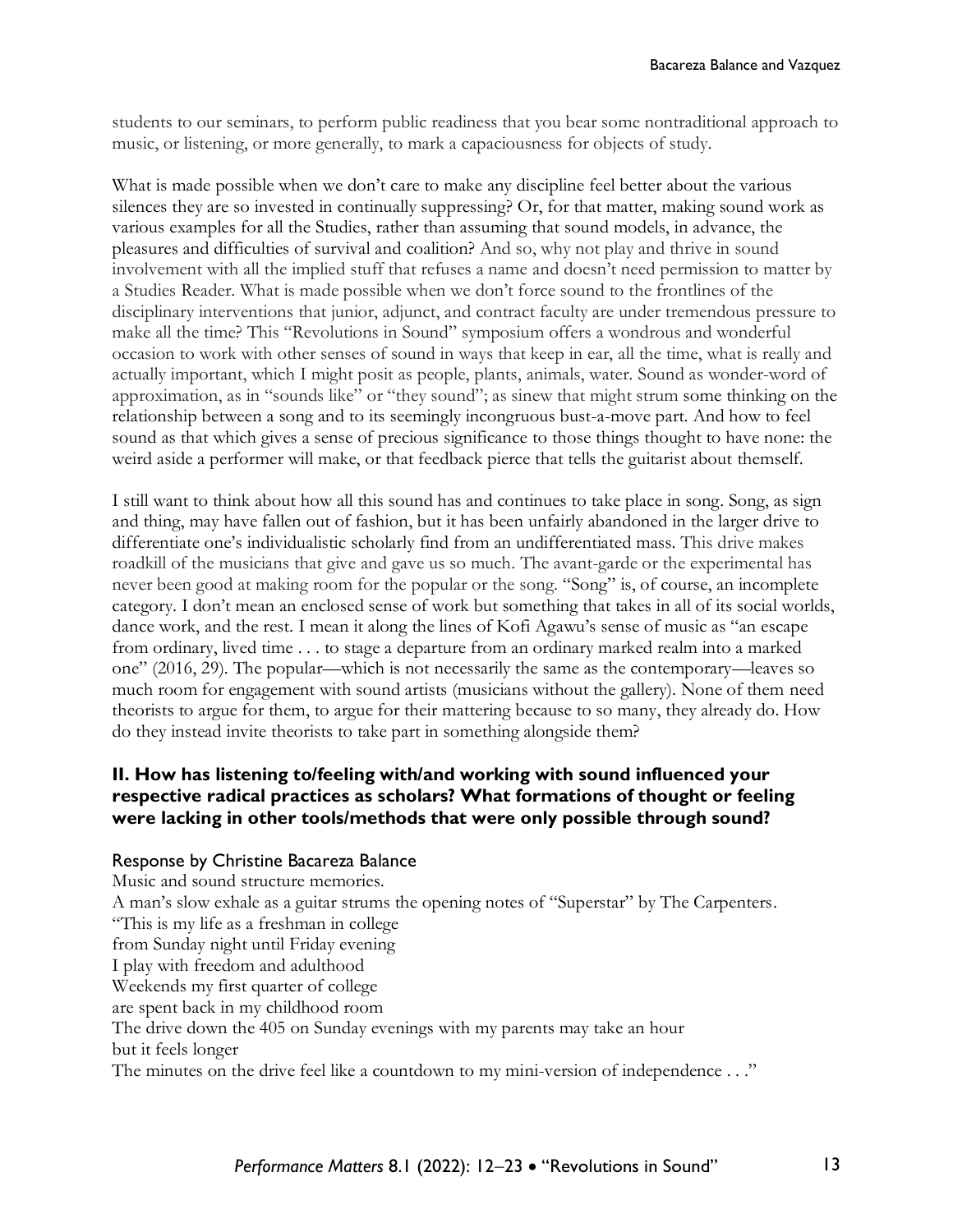students to our seminars, to perform public readiness that you bear some nontraditional approach to music, or listening, or more generally, to mark a capaciousness for objects of study.

What is made possible when we don't care to make any discipline feel better about the various silences they are so invested in continually suppressing? Or, for that matter, making sound work as various examples for all the Studies, rather than assuming that sound models, in advance, the pleasures and difficulties of survival and coalition? And so, why not play and thrive in sound involvement with all the implied stuff that refuses a name and doesn't need permission to matter by a Studies Reader. What is made possible when we don't force sound to the frontlines of the disciplinary interventions that junior, adjunct, and contract faculty are under tremendous pressure to make all the time? This "Revolutions in Sound" symposium offers a wondrous and wonderful occasion to work with other senses of sound in ways that keep in ear, all the time, what is really and actually important, which I might posit as people, plants, animals, water. Sound as wonder-word of approximation, as in "sounds like" or "they sound"; as sinew that might strum some thinking on the relationship between a song and to its seemingly incongruous bust-a-move part. And how to feel sound as that which gives a sense of precious significance to those things thought to have none: the weird aside a performer will make, or that feedback pierce that tells the guitarist about themself.

I still want to think about how all this sound has and continues to take place in song. Song, as sign and thing, may have fallen out of fashion, but it has been unfairly abandoned in the larger drive to differentiate one's individualistic scholarly find from an undifferentiated mass. This drive makes roadkill of the musicians that give and gave us so much. The avant-garde or the experimental has never been good at making room for the popular or the song. "Song" is, of course, an incomplete category. I don't mean an enclosed sense of work but something that takes in all of its social worlds, dance work, and the rest. I mean it along the lines of Kofi Agawu's sense of music as "an escape from ordinary, lived time . . . to stage a departure from an ordinary marked realm into a marked one" (2016, 29). The popular—which is not necessarily the same as the contemporary—leaves so much room for engagement with sound artists (musicians without the gallery). None of them need theorists to argue for them, to argue for their mattering because to so many, they already do. How do they instead invite theorists to take part in something alongside them?

### II. How has listening to/feeling with/and working with sound influenced your respective radical practices as scholars? What formations of thought or feeling were lacking in other tools/methods that were only possible through sound?

#### Response by Christine Bacareza Balance

Music and sound structure memories.  
A man's slow exhale as a guitar strums the opening notes of "Superstar" by The Carpenters.  
"This is my life as a freshman in college  
from Sunday night until Friday evening  
I play with freedom and adulthood  
Weekends my first quarter of college  
are spent back in my childhood room  
The drive down the 405 on Sunday evenings with my parents may take an hour  
but it feels longer  
The minutes on the drive feel like a countdown to my mini-version of independence . . ."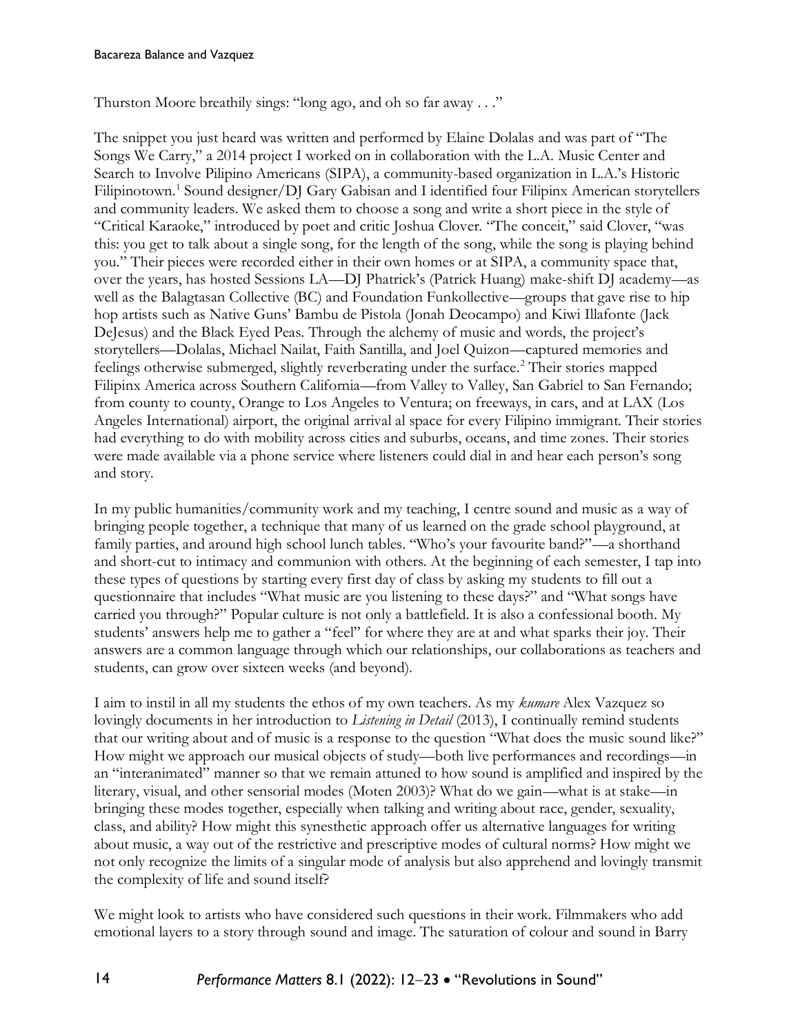Thurston Moore breathily sings: "long ago, and oh so far away . . ."

The snippet you just heard was written and performed by Elaine Dolalas and was part of "The Songs We Carry," a 2014 project I worked on in collaboration with the L.A. Music Center and Search to Involve Pilipino Americans (SIPA), a community-based organization in L.A.'s Historic Filipinotown.[1] Sound designer/DJ Gary Gabisan and I identified four Filipinx American storytellers and community leaders. We asked them to choose a song and write a short piece in the style of "Critical Karaoke," introduced by poet and critic Joshua Clover. "The conceit," said Clover, "was this: you get to talk about a single song, for the length of the song, while the song is playing behind you." Their pieces were recorded either in their own homes or at SIPA, a community space that, over the years, has hosted Sessions LA—DJ Phatrick's (Patrick Huang) make-shift DJ academy—as well as the Balagtasan Collective (BC) and Foundation Funkollective—groups that gave rise to hip hop artists such as Native Guns' Bambu de Pistola (Jonah Deocampo) and Kiwi Illafonte (Jack DeJesus) and the Black Eyed Peas. Through the alchemy of music and words, the project's storytellers—Dolalas, Michael Nailat, Faith Santilla, and Joel Quizon—captured memories and feelings otherwise submerged, slightly reverberating under the surface.[2] Their stories mapped Filipinx America across Southern California—from Valley to Valley, San Gabriel to San Fernando; from county to county, Orange to Los Angeles to Ventura; on freeways, in cars, and at LAX (Los Angeles International) airport, the original arrival al space for every Filipino immigrant. Their stories had everything to do with mobility across cities and suburbs, oceans, and time zones. Their stories were made available via a phone service where listeners could dial in and hear each person's song and story.

In my public humanities/community work and my teaching, I centre sound and music as a way of bringing people together, a technique that many of us learned on the grade school playground, at family parties, and around high school lunch tables. "Who's your favourite band?"—a shorthand and short-cut to intimacy and communion with others. At the beginning of each semester, I tap into these types of questions by starting every first day of class by asking my students to fill out a questionnaire that includes "What music are you listening to these days?" and "What songs have carried you through?" Popular culture is not only a battlefield. It is also a confessional booth. My students' answers help me to gather a "feel" for where they are at and what sparks their joy. Their answers are a common language through which our relationships, our collaborations as teachers and students, can grow over sixteen weeks (and beyond).

I aim to instil in all my students the ethos of my own teachers. As my *kumare* Alex Vazquez so lovingly documents in her introduction to *Listening in Detail* (2013), I continually remind students that our writing about and of music is a response to the question "What does the music sound like?" How might we approach our musical objects of study—both live performances and recordings—in an "interanimated" manner so that we remain attuned to how sound is amplified and inspired by the literary, visual, and other sensorial modes (Moten 2003)? What do we gain—what is at stake—in bringing these modes together, especially when talking and writing about race, gender, sexuality, class, and ability? How might this synesthetic approach offer us alternative languages for writing about music, a way out of the restrictive and prescriptive modes of cultural norms? How might we not only recognize the limits of a singular mode of analysis but also apprehend and lovingly transmit the complexity of life and sound itself?

We might look to artists who have considered such questions in their work. Filmmakers who add emotional layers to a story through sound and image. The saturation of colour and sound in Barry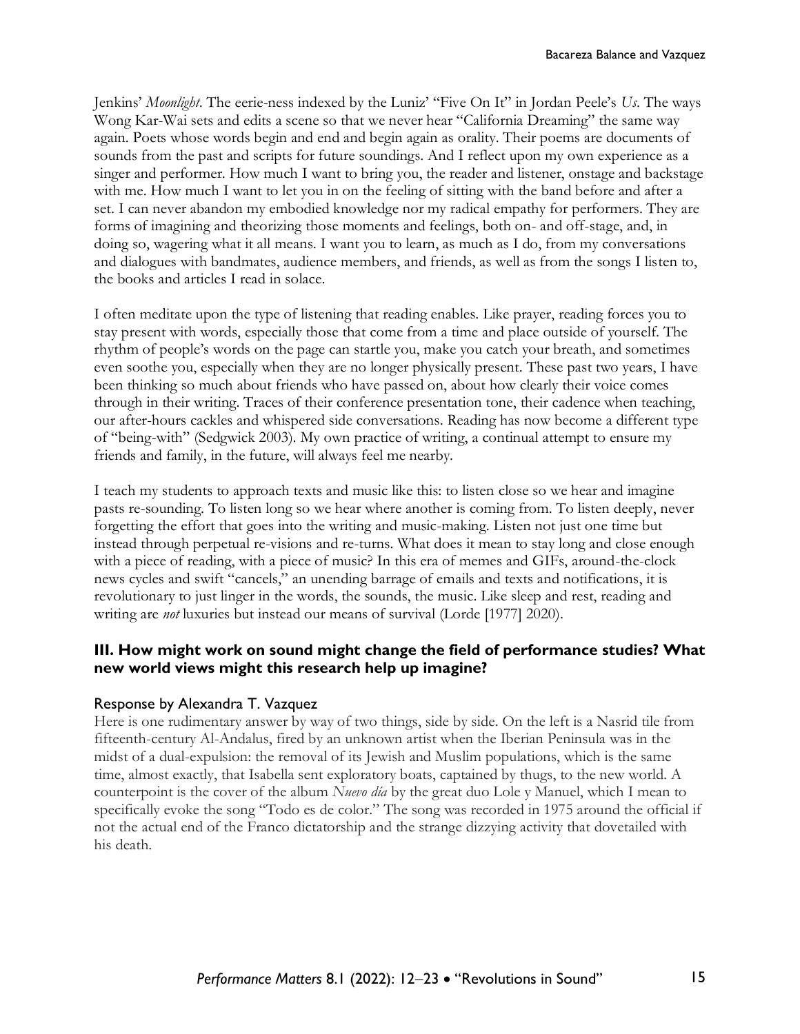Jenkins' *Moonlight*. The eerie-ness indexed by the Luniz' "Five On It" in Jordan Peele's *Us*. The ways Wong Kar-Wai sets and edits a scene so that we never hear "California Dreaming" the same way again. Poets whose words begin and end and begin again as orality. Their poems are documents of sounds from the past and scripts for future soundings. And I reflect upon my own experience as a singer and performer. How much I want to bring you, the reader and listener, onstage and backstage with me. How much I want to let you in on the feeling of sitting with the band before and after a set. I can never abandon my embodied knowledge nor my radical empathy for performers. They are forms of imagining and theorizing those moments and feelings, both on- and off-stage, and, in doing so, wagering what it all means. I want you to learn, as much as I do, from my conversations and dialogues with bandmates, audience members, and friends, as well as from the songs I listen to, the books and articles I read in solace.

I often meditate upon the type of listening that reading enables. Like prayer, reading forces you to stay present with words, especially those that come from a time and place outside of yourself. The rhythm of people's words on the page can startle you, make you catch your breath, and sometimes even soothe you, especially when they are no longer physically present. These past two years, I have been thinking so much about friends who have passed on, about how clearly their voice comes through in their writing. Traces of their conference presentation tone, their cadence when teaching, our after-hours cackles and whispered side conversations. Reading has now become a different type of "being-with" (Sedgwick 2003). My own practice of writing, a continual attempt to ensure my friends and family, in the future, will always feel me nearby.

I teach my students to approach texts and music like this: to listen close so we hear and imagine pasts re-sounding. To listen long so we hear where another is coming from. To listen deeply, never forgetting the effort that goes into the writing and music-making. Listen not just one time but instead through perpetual re-visions and re-turns. What does it mean to stay long and close enough with a piece of reading, with a piece of music? In this era of memes and GIFs, around-the-clock news cycles and swift "cancels," an unending barrage of emails and texts and notifications, it is revolutionary to just linger in the words, the sounds, the music. Like sleep and rest, reading and writing are *not* luxuries but instead our means of survival (Lorde [1977] 2020).

## III. How might work on sound might change the field of performance studies? What new world views might this research help up imagine?

### Response by Alexandra T. Vazquez

Here is one rudimentary answer by way of two things, side by side. On the left is a Nasrid tile from fifteenth-century Al-Andalus, fired by an unknown artist when the Iberian Peninsula was in the midst of a dual-expulsion: the removal of its Jewish and Muslim populations, which is the same time, almost exactly, that Isabella sent exploratory boats, captained by thugs, to the new world. A counterpoint is the cover of the album *Nuevo día* by the great duo Lole y Manuel, which I mean to specifically evoke the song "Todo es de color." The song was recorded in 1975 around the official if not the actual end of the Franco dictatorship and the strange dizzying activity that dovetailed with his death.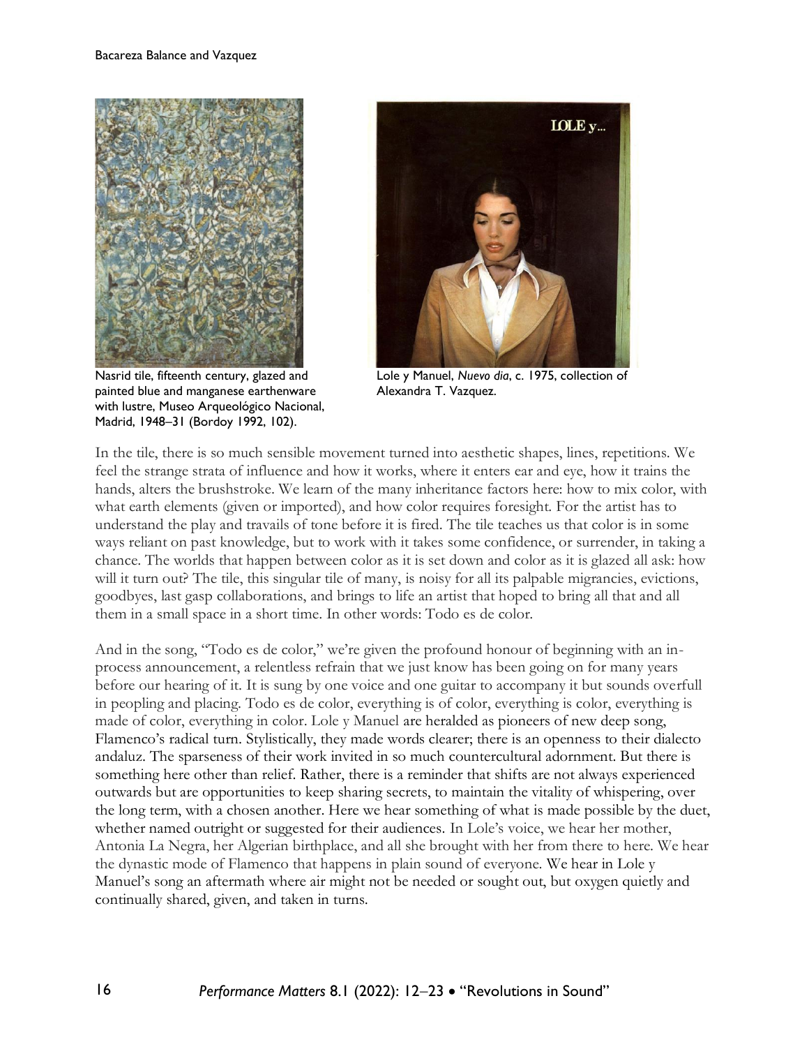Nasrid tile, fifteenth century, glazed and painted blue and manganese earthenware with lustre, Museo Arqueológico Nacional, Madrid, 1948–31 (Bordoy 1992, 102).

Lole y Manuel, *Nuevo dia*, c. 1975, collection of Alexandra T. Vazquez.

In the tile, there is so much sensible movement turned into aesthetic shapes, lines, repetitions. We feel the strange strata of influence and how it works, where it enters ear and eye, how it trains the hands, alters the brushstroke. We learn of the many inheritance factors here: how to mix color, with what earth elements (given or imported), and how color requires foresight. For the artist has to understand the play and travails of tone before it is fired. The tile teaches us that color is in some ways reliant on past knowledge, but to work with it takes some confidence, or surrender, in taking a chance. The worlds that happen between color as it is set down and color as it is glazed all ask: how will it turn out? The tile, this singular tile of many, is noisy for all its palpable migrancies, evictions, goodbyes, last gasp collaborations, and brings to life an artist that hoped to bring all that and all them in a small space in a short time. In other words: Todo es de color.

And in the song, "Todo es de color," we're given the profound honour of beginning with an in-process announcement, a relentless refrain that we just know has been going on for many years before our hearing of it. It is sung by one voice and one guitar to accompany it but sounds overfull in peopling and placing. Todo es de color, everything is of color, everything is color, everything is made of color, everything in color. Lole y Manuel are heralded as pioneers of new deep song, Flamenco's radical turn. Stylistically, they made words clearer; there is an openness to their dialecto andaluz. The sparseness of their work invited in so much countercultural adornment. But there is something here other than relief. Rather, there is a reminder that shifts are not always experienced outwards but are opportunities to keep sharing secrets, to maintain the vitality of whispering, over the long term, with a chosen another. Here we hear something of what is made possible by the duet, whether named outright or suggested for their audiences. In Lole's voice, we hear her mother, Antonia La Negra, her Algerian birthplace, and all she brought with her from there to here. We hear the dynastic mode of Flamenco that happens in plain sound of everyone. We hear in Lole y Manuel's song an aftermath where air might not be needed or sought out, but oxygen quietly and continually shared, given, and taken in turns.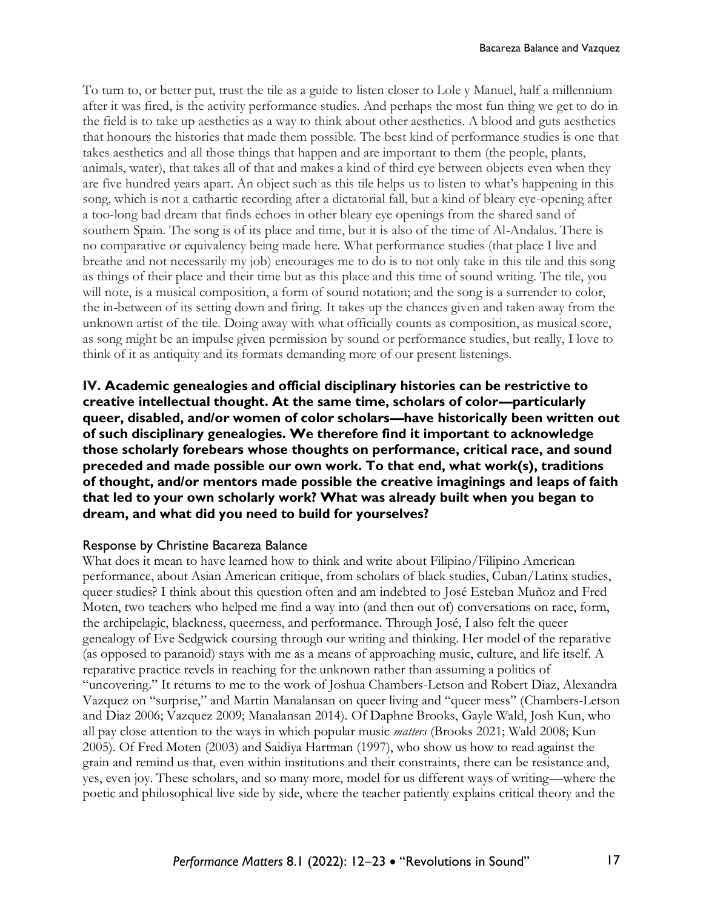To turn to, or better put, trust the tile as a guide to listen closer to Lole y Manuel, half a millennium after it was fired, is the activity performance studies. And perhaps the most fun thing we get to do in the field is to take up aesthetics as a way to think about other aesthetics. A blood and guts aesthetics that honours the histories that made them possible. The best kind of performance studies is one that takes aesthetics and all those things that happen and are important to them (the people, plants, animals, water), that takes all of that and makes a kind of third eye between objects even when they are five hundred years apart. An object such as this tile helps us to listen to what's happening in this song, which is not a cathartic recording after a dictatorial fall, but a kind of bleary eye-opening after a too-long bad dream that finds echoes in other bleary eye openings from the shared sand of southern Spain. The song is of its place and time, but it is also of the time of Al-Andalus. There is no comparative or equivalency being made here. What performance studies (that place I live and breathe and not necessarily my job) encourages me to do is to not only take in this tile and this song as things of their place and their time but as this place and this time of sound writing. The tile, you will note, is a musical composition, a form of sound notation; and the song is a surrender to color, the in-between of its setting down and firing. It takes up the chances given and taken away from the unknown artist of the tile. Doing away with what officially counts as composition, as musical score, as song might be an impulse given permission by sound or performance studies, but really, I love to think of it as antiquity and its formats demanding more of our present listenings.

## IV. Academic genealogies and official disciplinary histories can be restrictive to creative intellectual thought. At the same time, scholars of color—particularly queer, disabled, and/or women of color scholars—have historically been written out of such disciplinary genealogies. We therefore find it important to acknowledge those scholarly forebears whose thoughts on performance, critical race, and sound preceded and made possible our own work. To that end, what work(s), traditions of thought, and/or mentors made possible the creative imaginings and leaps of faith that led to your own scholarly work? What was already built when you began to dream, and what did you need to build for yourselves?

### Response by Christine Bacareza Balance

What does it mean to have learned how to think and write about Filipino/Filipino American performance, about Asian American critique, from scholars of black studies, Cuban/Latinx studies, queer studies? I think about this question often and am indebted to José Esteban Muñoz and Fred Moten, two teachers who helped me find a way into (and then out of) conversations on race, form, the archipelagic, blackness, queerness, and performance. Through José, I also felt the queer genealogy of Eve Sedgwick coursing through our writing and thinking. Her model of the reparative (as opposed to paranoid) stays with me as a means of approaching music, culture, and life itself. A reparative practice revels in reaching for the unknown rather than assuming a politics of "uncovering." It returns to me to the work of Joshua Chambers-Letson and Robert Diaz, Alexandra Vazquez on "surprise," and Martin Manalansan on queer living and "queer mess" (Chambers-Letson and Diaz 2006; Vazquez 2009; Manalansan 2014). Of Daphne Brooks, Gayle Wald, Josh Kun, who all pay close attention to the ways in which popular music *matters* (Brooks 2021; Wald 2008; Kun 2005). Of Fred Moten (2003) and Saidiya Hartman (1997), who show us how to read against the grain and remind us that, even within institutions and their constraints, there can be resistance and, yes, even joy. These scholars, and so many more, model for us different ways of writing—where the poetic and philosophical live side by side, where the teacher patiently explains critical theory and the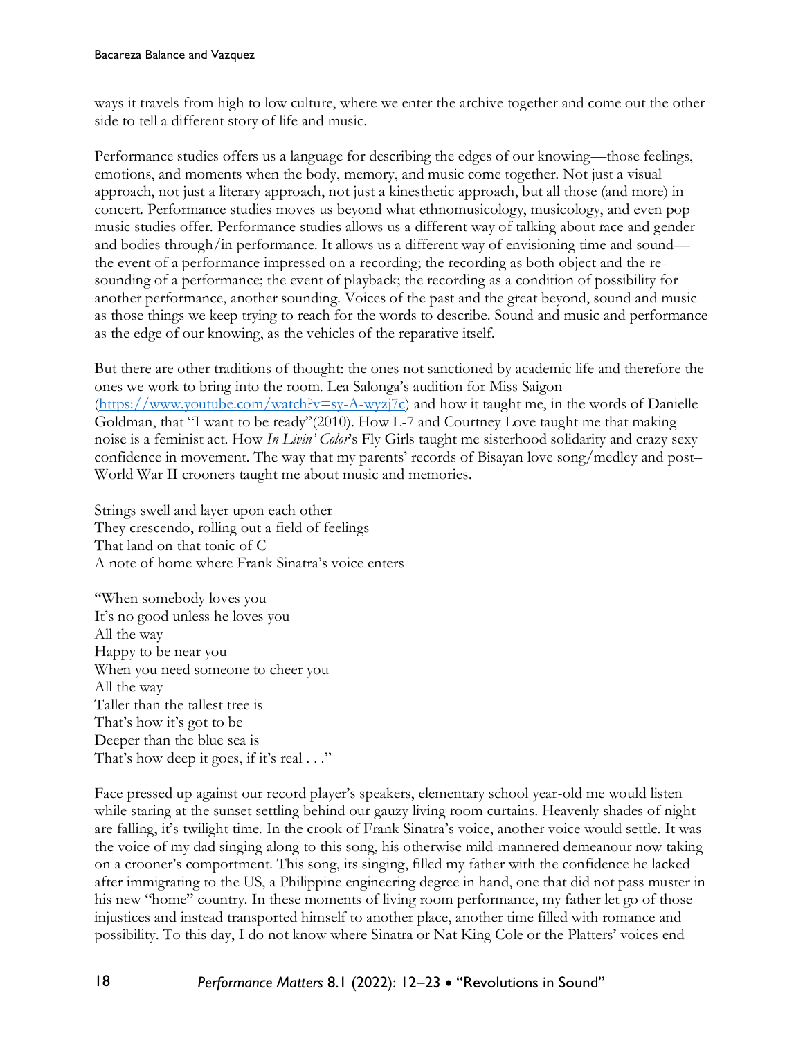ways it travels from high to low culture, where we enter the archive together and come out the other side to tell a different story of life and music.

Performance studies offers us a language for describing the edges of our knowing—those feelings, emotions, and moments when the body, memory, and music come together. Not just a visual approach, not just a literary approach, not just a kinesthetic approach, but all those (and more) in concert. Performance studies moves us beyond what ethnomusicology, musicology, and even pop music studies offer. Performance studies allows us a different way of talking about race and gender and bodies through/in performance. It allows us a different way of envisioning time and sound—the event of a performance impressed on a recording; the recording as both object and the re-sounding of a performance; the event of playback; the recording as a condition of possibility for another performance, another sounding. Voices of the past and the great beyond, sound and music as those things we keep trying to reach for the words to describe. Sound and music and performance as the edge of our knowing, as the vehicles of the reparative itself.

But there are other traditions of thought: the ones not sanctioned by academic life and therefore the ones we work to bring into the room. Lea Salonga's audition for Miss Saigon (https://www.youtube.com/watch?v=sy-A-wyzj7c) and how it taught me, in the words of Danielle Goldman, that "I want to be ready"(2010). How L-7 and Courtney Love taught me that making noise is a feminist act. How *In Livin' Color*'s Fly Girls taught me sisterhood solidarity and crazy sexy confidence in movement. The way that my parents' records of Bisayan love song/medley and post–World War II crooners taught me about music and memories.

Strings swell and layer upon each other  
They crescendo, rolling out a field of feelings  
That land on that tonic of C  
A note of home where Frank Sinatra's voice enters

"When somebody loves you  
It's no good unless he loves you  
All the way  
Happy to be near you  
When you need someone to cheer you  
All the way  
Taller than the tallest tree is  
That's how it's got to be  
Deeper than the blue sea is  
That's how deep it goes, if it's real . . ."

Face pressed up against our record player's speakers, elementary school year-old me would listen while staring at the sunset settling behind our gauzy living room curtains. Heavenly shades of night are falling, it's twilight time. In the crook of Frank Sinatra's voice, another voice would settle. It was the voice of my dad singing along to this song, his otherwise mild-mannered demeanour now taking on a crooner's comportment. This song, its singing, filled my father with the confidence he lacked after immigrating to the US, a Philippine engineering degree in hand, one that did not pass muster in his new "home" country. In these moments of living room performance, my father let go of those injustices and instead transported himself to another place, another time filled with romance and possibility. To this day, I do not know where Sinatra or Nat King Cole or the Platters' voices end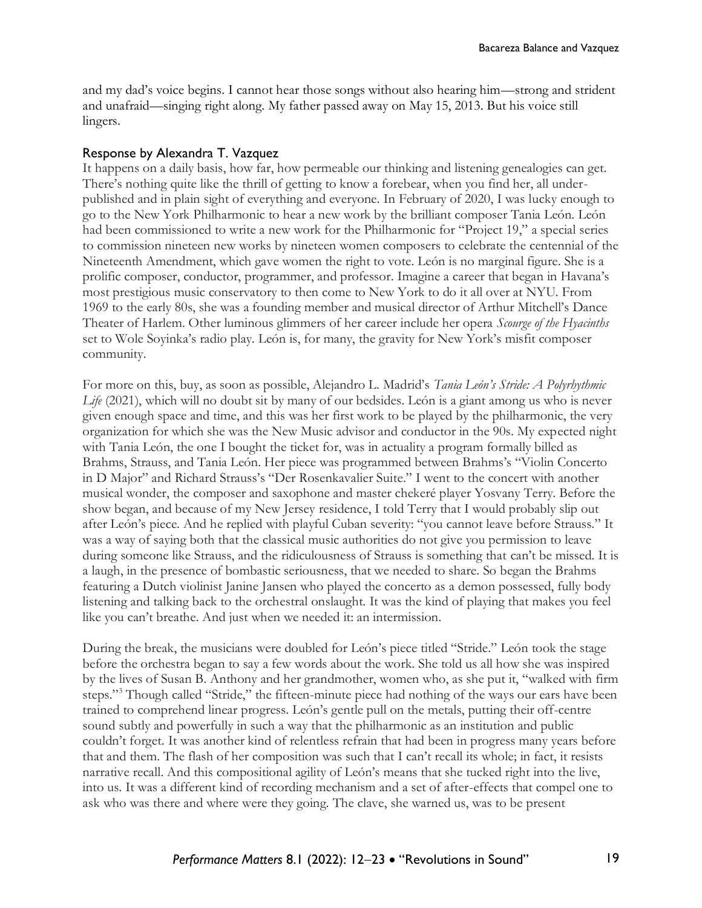and my dad's voice begins. I cannot hear those songs without also hearing him—strong and strident and unafraid—singing right along. My father passed away on May 15, 2013. But his voice still lingers.

## Response by Alexandra T. Vazquez

It happens on a daily basis, how far, how permeable our thinking and listening genealogies can get. There's nothing quite like the thrill of getting to know a forebear, when you find her, all under-published and in plain sight of everything and everyone. In February of 2020, I was lucky enough to go to the New York Philharmonic to hear a new work by the brilliant composer Tania León. León had been commissioned to write a new work for the Philharmonic for "Project 19," a special series to commission nineteen new works by nineteen women composers to celebrate the centennial of the Nineteenth Amendment, which gave women the right to vote. León is no marginal figure. She is a prolific composer, conductor, programmer, and professor. Imagine a career that began in Havana's most prestigious music conservatory to then come to New York to do it all over at NYU. From 1969 to the early 80s, she was a founding member and musical director of Arthur Mitchell's Dance Theater of Harlem. Other luminous glimmers of her career include her opera *Scourge of the Hyacinths* set to Wole Soyinka's radio play. León is, for many, the gravity for New York's misfit composer community.

For more on this, buy, as soon as possible, Alejandro L. Madrid's *Tania León's Stride: A Polyrhythmic Life* (2021), which will no doubt sit by many of our bedsides. León is a giant among us who is never given enough space and time, and this was her first work to be played by the philharmonic, the very organization for which she was the New Music advisor and conductor in the 90s. My expected night with Tania León, the one I bought the ticket for, was in actuality a program formally billed as Brahms, Strauss, and Tania León. Her piece was programmed between Brahms's "Violin Concerto in D Major" and Richard Strauss's "Der Rosenkavalier Suite." I went to the concert with another musical wonder, the composer and saxophone and master chekeré player Yosvany Terry. Before the show began, and because of my New Jersey residence, I told Terry that I would probably slip out after León's piece. And he replied with playful Cuban severity: "you cannot leave before Strauss." It was a way of saying both that the classical music authorities do not give you permission to leave during someone like Strauss, and the ridiculousness of Strauss is something that can't be missed. It is a laugh, in the presence of bombastic seriousness, that we needed to share. So began the Brahms featuring a Dutch violinist Janine Jansen who played the concerto as a demon possessed, fully body listening and talking back to the orchestral onslaught. It was the kind of playing that makes you feel like you can't breathe. And just when we needed it: an intermission.

During the break, the musicians were doubled for León's piece titled "Stride." León took the stage before the orchestra began to say a few words about the work. She told us all how she was inspired by the lives of Susan B. Anthony and her grandmother, women who, as she put it, "walked with firm steps."[3] Though called "Stride," the fifteen-minute piece had nothing of the ways our ears have been trained to comprehend linear progress. León's gentle pull on the metals, putting their off-centre sound subtly and powerfully in such a way that the philharmonic as an institution and public couldn't forget. It was another kind of relentless refrain that had been in progress many years before that and them. The flash of her composition was such that I can't recall its whole; in fact, it resists narrative recall. And this compositional agility of León's means that she tucked right into the live, into us. It was a different kind of recording mechanism and a set of after-effects that compel one to ask who was there and where were they going. The clave, she warned us, was to be present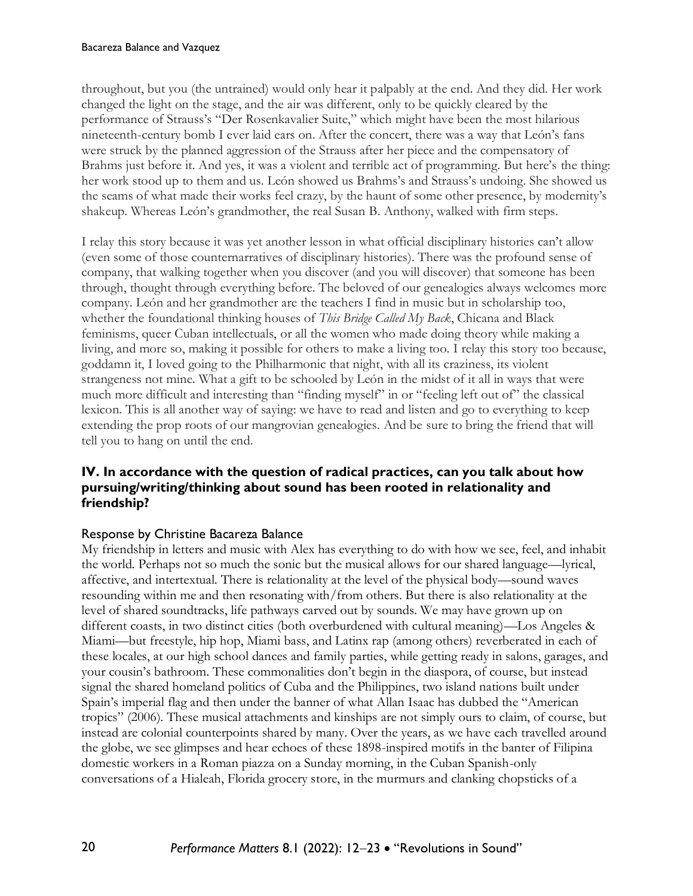throughout, but you (the untrained) would only hear it palpably at the end. And they did. Her work changed the light on the stage, and the air was different, only to be quickly cleared by the performance of Strauss's "Der Rosenkavalier Suite," which might have been the most hilarious nineteenth-century bomb I ever laid ears on. After the concert, there was a way that León's fans were struck by the planned aggression of the Strauss after her piece and the compensatory of Brahms just before it. And yes, it was a violent and terrible act of programming. But here's the thing: her work stood up to them and us. León showed us Brahms's and Strauss's undoing. She showed us the seams of what made their works feel crazy, by the haunt of some other presence, by modernity's shakeup. Whereas León's grandmother, the real Susan B. Anthony, walked with firm steps.

I relay this story because it was yet another lesson in what official disciplinary histories can't allow (even some of those counternarratives of disciplinary histories). There was the profound sense of company, that walking together when you discover (and you will discover) that someone has been through, thought through everything before. The beloved of our genealogies always welcomes more company. León and her grandmother are the teachers I find in music but in scholarship too, whether the foundational thinking houses of *This Bridge Called My Back*, Chicana and Black feminisms, queer Cuban intellectuals, or all the women who made doing theory while making a living, and more so, making it possible for others to make a living too. I relay this story too because, goddamn it, I loved going to the Philharmonic that night, with all its craziness, its violent strangeness not mine. What a gift to be schooled by León in the midst of it all in ways that were much more difficult and interesting than "finding myself" in or "feeling left out of" the classical lexicon. This is all another way of saying: we have to read and listen and go to everything to keep extending the prop roots of our mangrovian genealogies. And be sure to bring the friend that will tell you to hang on until the end.

## IV. In accordance with the question of radical practices, can you talk about how pursuing/writing/thinking about sound has been rooted in relationality and friendship?

### Response by Christine Bacareza Balance

My friendship in letters and music with Alex has everything to do with how we see, feel, and inhabit the world. Perhaps not so much the sonic but the musical allows for our shared language—lyrical, affective, and intertextual. There is relationality at the level of the physical body—sound waves resounding within me and then resonating with/from others. But there is also relationality at the level of shared soundtracks, life pathways carved out by sounds. We may have grown up on different coasts, in two distinct cities (both overburdened with cultural meaning)—Los Angeles & Miami—but freestyle, hip hop, Miami bass, and Latinx rap (among others) reverberated in each of these locales, at our high school dances and family parties, while getting ready in salons, garages, and your cousin's bathroom. These commonalities don't begin in the diaspora, of course, but instead signal the shared homeland politics of Cuba and the Philippines, two island nations built under Spain's imperial flag and then under the banner of what Allan Isaac has dubbed the "American tropics" (2006). These musical attachments and kinships are not simply ours to claim, of course, but instead are colonial counterpoints shared by many. Over the years, as we have each travelled around the globe, we see glimpses and hear echoes of these 1898-inspired motifs in the banter of Filipina domestic workers in a Roman piazza on a Sunday morning, in the Cuban Spanish-only conversations of a Hialeah, Florida grocery store, in the murmurs and clanking chopsticks of a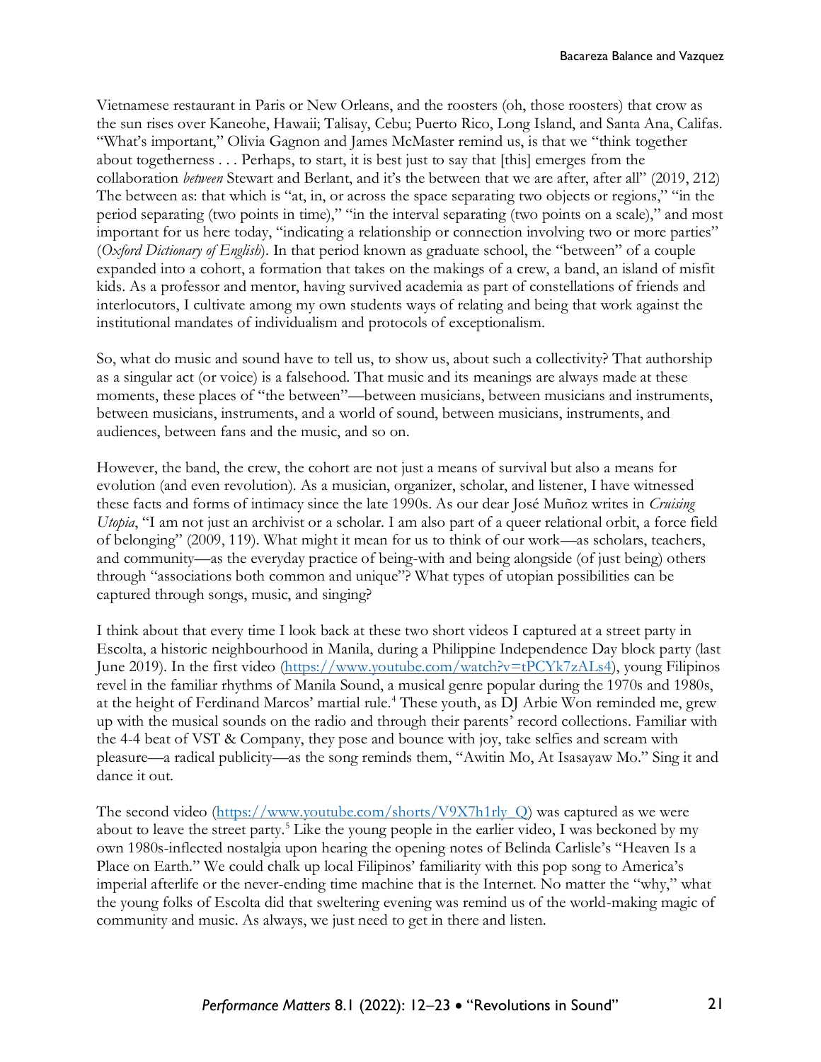Vietnamese restaurant in Paris or New Orleans, and the roosters (oh, those roosters) that crow as the sun rises over Kaneohe, Hawaii; Talisay, Cebu; Puerto Rico, Long Island, and Santa Ana, Califas. "What's important," Olivia Gagnon and James McMaster remind us, is that we "think together about togetherness . . . Perhaps, to start, it is best just to say that [this] emerges from the collaboration *between* Stewart and Berlant, and it's the between that we are after, after all" (2019, 212) The between as: that which is "at, in, or across the space separating two objects or regions," "in the period separating (two points in time)," "in the interval separating (two points on a scale)," and most important for us here today, "indicating a relationship or connection involving two or more parties" (*Oxford Dictionary of English*). In that period known as graduate school, the "between" of a couple expanded into a cohort, a formation that takes on the makings of a crew, a band, an island of misfit kids. As a professor and mentor, having survived academia as part of constellations of friends and interlocutors, I cultivate among my own students ways of relating and being that work against the institutional mandates of individualism and protocols of exceptionalism.

So, what do music and sound have to tell us, to show us, about such a collectivity? That authorship as a singular act (or voice) is a falsehood. That music and its meanings are always made at these moments, these places of "the between"—between musicians, between musicians and instruments, between musicians, instruments, and a world of sound, between musicians, instruments, and audiences, between fans and the music, and so on.

However, the band, the crew, the cohort are not just a means of survival but also a means for evolution (and even revolution). As a musician, organizer, scholar, and listener, I have witnessed these facts and forms of intimacy since the late 1990s. As our dear José Muñoz writes in *Cruising Utopia*, "I am not just an archivist or a scholar. I am also part of a queer relational orbit, a force field of belonging" (2009, 119). What might it mean for us to think of our work—as scholars, teachers, and community—as the everyday practice of being-with and being alongside (of just being) others through "associations both common and unique"? What types of utopian possibilities can be captured through songs, music, and singing?

I think about that every time I look back at these two short videos I captured at a street party in Escolta, a historic neighbourhood in Manila, during a Philippine Independence Day block party (last June 2019). In the first video (https://www.youtube.com/watch?v=tPCYk7zALs4), young Filipinos revel in the familiar rhythms of Manila Sound, a musical genre popular during the 1970s and 1980s, at the height of Ferdinand Marcos' martial rule.[4] These youth, as DJ Arbie Won reminded me, grew up with the musical sounds on the radio and through their parents' record collections. Familiar with the 4-4 beat of VST & Company, they pose and bounce with joy, take selfies and scream with pleasure—a radical publicity—as the song reminds them, "Awitin Mo, At Isasayaw Mo." Sing it and dance it out.

The second video (https://www.youtube.com/shorts/V9X7h1rly_Q) was captured as we were about to leave the street party.[5] Like the young people in the earlier video, I was beckoned by my own 1980s-inflected nostalgia upon hearing the opening notes of Belinda Carlisle's "Heaven Is a Place on Earth." We could chalk up local Filipinos' familiarity with this pop song to America's imperial afterlife or the never-ending time machine that is the Internet. No matter the "why," what the young folks of Escolta did that sweltering evening was remind us of the world-making magic of community and music. As always, we just need to get in there and listen.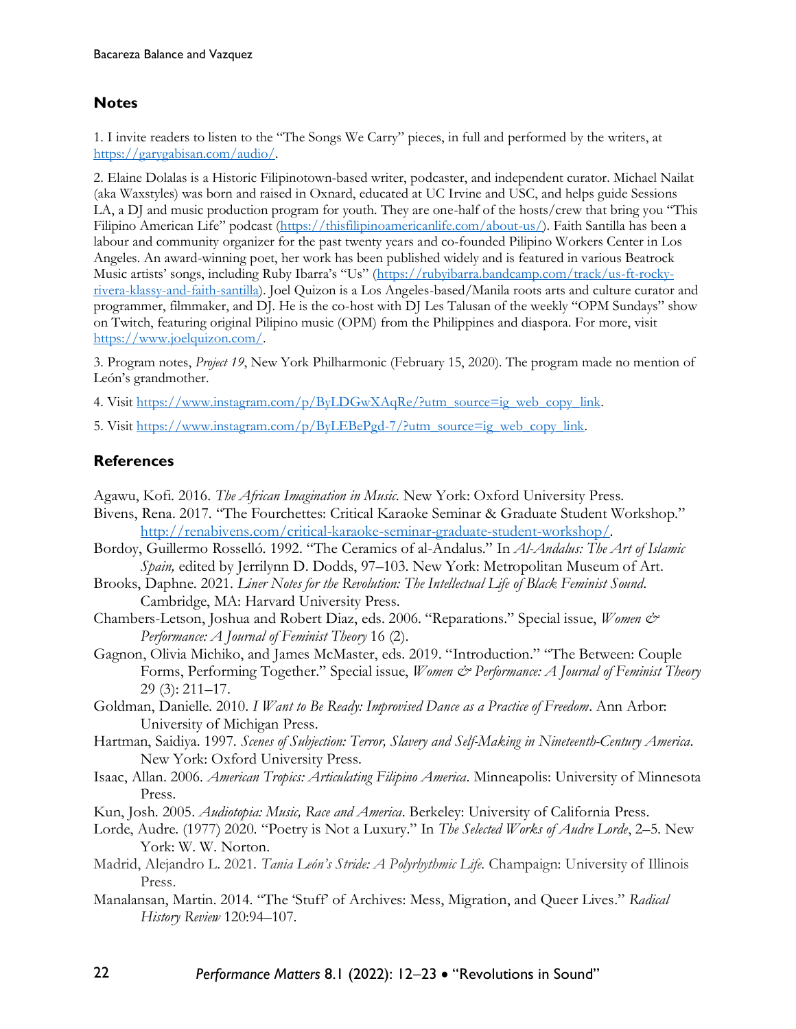## Notes

1. I invite readers to listen to the "The Songs We Carry" pieces, in full and performed by the writers, at https://garygabisan.com/audio/.

2. Elaine Dolalas is a Historic Filipinotown-based writer, podcaster, and independent curator. Michael Nailat (aka Waxstyles) was born and raised in Oxnard, educated at UC Irvine and USC, and helps guide Sessions LA, a DJ and music production program for youth. They are one-half of the hosts/crew that bring you "This Filipino American Life" podcast (https://thisfilipinoamericanlife.com/about-us/). Faith Santilla has been a labour and community organizer for the past twenty years and co-founded Pilipino Workers Center in Los Angeles. An award-winning poet, her work has been published widely and is featured in various Beatrock Music artists' songs, including Ruby Ibarra's "Us" (https://rubyibarra.bandcamp.com/track/us-ft-rocky-rivera-klassy-and-faith-santilla). Joel Quizon is a Los Angeles-based/Manila roots arts and culture curator and programmer, filmmaker, and DJ. He is the co-host with DJ Les Talusan of the weekly "OPM Sundays" show on Twitch, featuring original Pilipino music (OPM) from the Philippines and diaspora. For more, visit https://www.joelquizon.com/.

3. Program notes, *Project 19*, New York Philharmonic (February 15, 2020). The program made no mention of León's grandmother.

4. Visit https://www.instagram.com/p/ByLDGwXAqRe/?utm_source=ig_web_copy_link.

5. Visit https://www.instagram.com/p/ByLEBePgd-7/?utm_source=ig_web_copy_link.

## References

Agawu, Kofi. 2016. *The African Imagination in Music.* New York: Oxford University Press.

Bivens, Rena. 2017. "The Fourchettes: Critical Karaoke Seminar & Graduate Student Workshop." http://renabivens.com/critical-karaoke-seminar-graduate-student-workshop/.

Bordoy, Guillermo Rosselló. 1992. "The Ceramics of al-Andalus." In *Al-Andalus: The Art of Islamic Spain,* edited by Jerrilynn D. Dodds, 97–103. New York: Metropolitan Museum of Art.

Brooks, Daphne. 2021. *Liner Notes for the Revolution: The Intellectual Life of Black Feminist Sound.* Cambridge, MA: Harvard University Press.

Chambers-Letson, Joshua and Robert Diaz, eds. 2006. "Reparations." Special issue, *Women & Performance: A Journal of Feminist Theory* 16 (2).

Gagnon, Olivia Michiko, and James McMaster, eds. 2019. "Introduction." "The Between: Couple Forms, Performing Together." Special issue, *Women & Performance: A Journal of Feminist Theory* 29 (3): 211–17.

Goldman, Danielle. 2010. *I Want to Be Ready: Improvised Dance as a Practice of Freedom*. Ann Arbor: University of Michigan Press.

Hartman, Saidiya. 1997. *Scenes of Subjection: Terror, Slavery and Self-Making in Nineteenth-Century America*. New York: Oxford University Press.

Isaac, Allan. 2006. *American Tropics: Articulating Filipino America*. Minneapolis: University of Minnesota Press.

Kun, Josh. 2005. *Audiotopia: Music, Race and America*. Berkeley: University of California Press.

Lorde, Audre. (1977) 2020. "Poetry is Not a Luxury." In *The Selected Works of Audre Lorde*, 2–5. New York: W. W. Norton.

Madrid, Alejandro L. 2021. *Tania León's Stride: A Polyrhythmic Life.* Champaign: University of Illinois Press.

Manalansan, Martin. 2014. "The 'Stuff' of Archives: Mess, Migration, and Queer Lives." *Radical History Review* 120:94–107.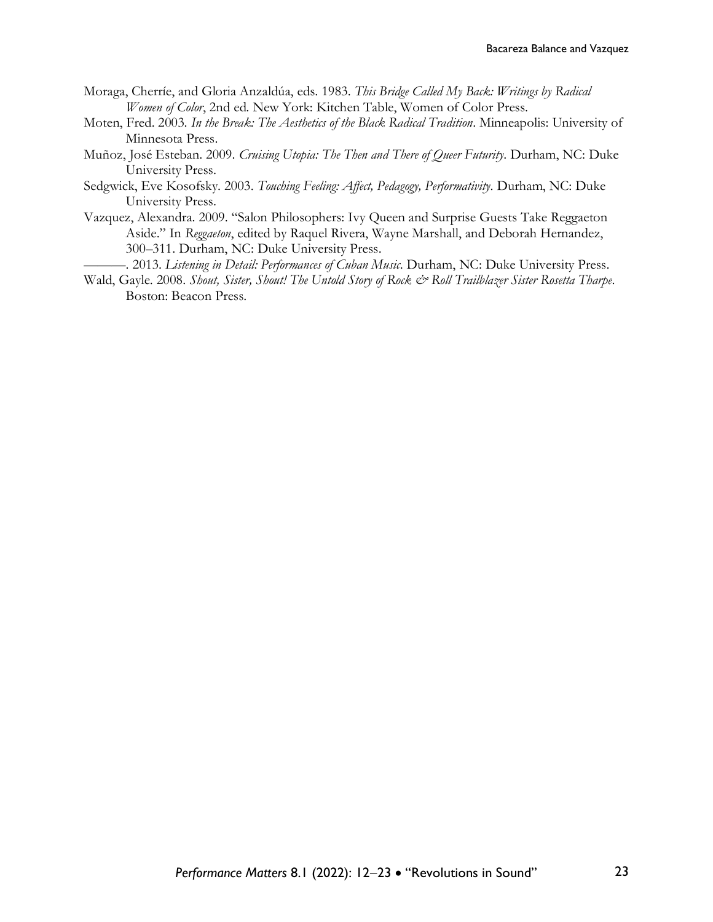Moraga, Cherríe, and Gloria Anzaldúa, eds. 1983. *This Bridge Called My Back: Writings by Radical Women of Color*, 2nd ed. New York: Kitchen Table, Women of Color Press.

Moten, Fred. 2003. *In the Break: The Aesthetics of the Black Radical Tradition*. Minneapolis: University of Minnesota Press.

Muñoz, José Esteban. 2009. *Cruising Utopia: The Then and There of Queer Futurity*. Durham, NC: Duke University Press.

Sedgwick, Eve Kosofsky. 2003. *Touching Feeling: Affect, Pedagogy, Performativity*. Durham, NC: Duke University Press.

Vazquez, Alexandra. 2009. "Salon Philosophers: Ivy Queen and Surprise Guests Take Reggaeton Aside." In *Reggaeton*, edited by Raquel Rivera, Wayne Marshall, and Deborah Hernandez, 300–311. Durham, NC: Duke University Press.

———. 2013. *Listening in Detail: Performances of Cuban Music*. Durham, NC: Duke University Press.

Wald, Gayle. 2008. *Shout, Sister, Shout! The Untold Story of Rock & Roll Trailblazer Sister Rosetta Tharpe*. Boston: Beacon Press.